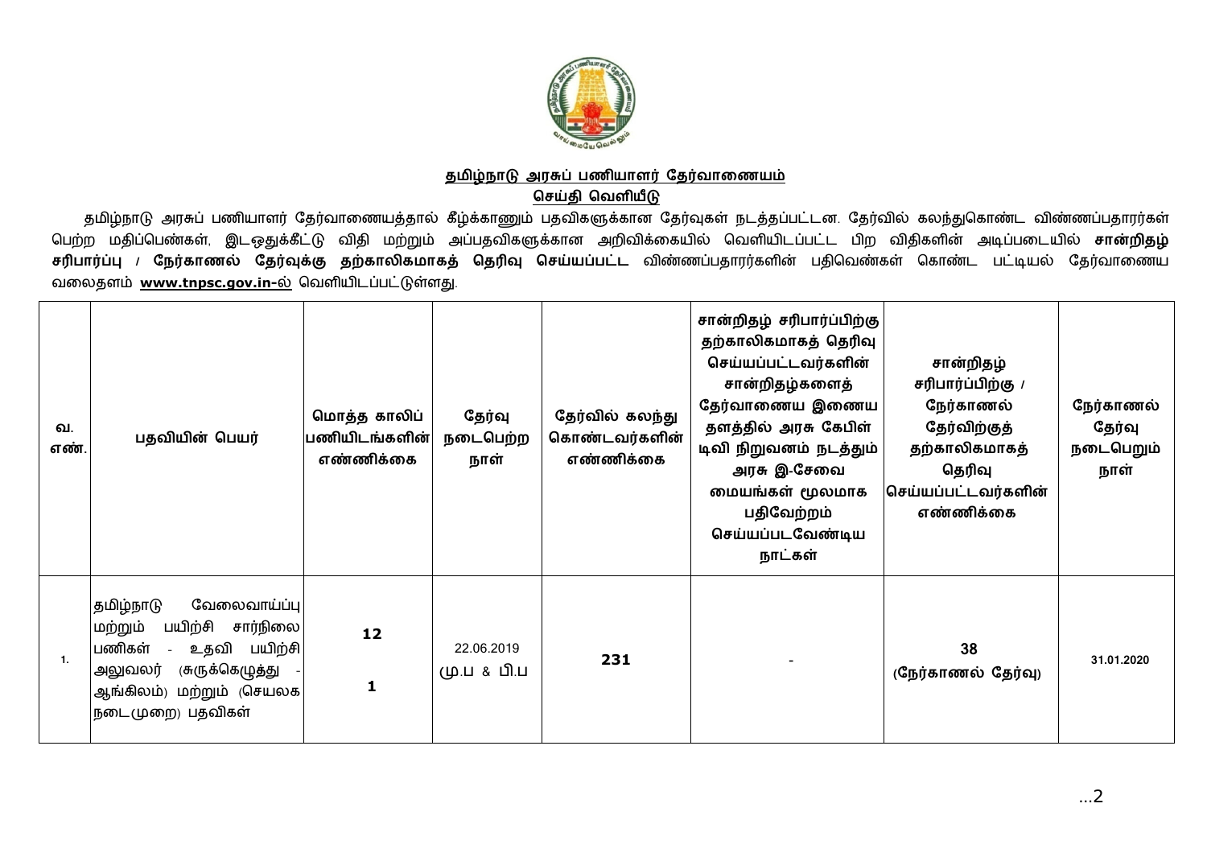## தமிழ்நாடு அரசுப் பணியாளர் தேர்வாணையம்

### செய்தி வெளியீடு

தமிழ்நாடு அரசுப் பணியாளர் தேர்வாணையத்தால் கீழ்க்காணும் பதவிகளுக்கான தேர்வுகள் நடத்தப்பட்டன. தேர்வில் கலந்துகொண்ட விண்ணப்பதாரர்கள் பெற்ற மதிப்பெண்கள், இடஒதுக்கீட்டு விதி மற்றும் அப்பதவிகளுக்கான அறிவிக்கையில் வெளியிடப்பட்ட பிற விதிகளின் அடிப்படையில் **சான்றிதழ் சரிபார்ப்பு / நேர்காணல் தேர்வுக்கு தற்காலிகமாகத் தெரிவு செய்யப்பட்ட** விண்ணப்பதாரர்களின் பதிவெண்கள் கொண்ட பட்டியல் தேர்வாணைய வலைதளம் **www.tnpsc.gov.in-ல்** வெளியிடப்பட்டுள்ளது.

| வ. எண். | பதவியின் பெயர் | மொத்த காலிப் பணியிடங்களின் எண்ணிக்கை | தேர்வு நடைபெற்ற நாள் | தேர்வில் கலந்து கொண்டவர்களின் எண்ணிக்கை | சான்றிதழ் சரிபார்ப்பிற்கு தற்காலிகமாகத் தெரிவு செய்யப்பட்டவர்களின் சான்றிதழ்களைத் தேர்வாணைய இணைய தளத்தில் அரசு கேபிள் டிவி நிறுவனம் நடத்தும் அரசு இ-சேவை மையங்கள் மூலமாக பதிவேற்றம் செய்யப்படவேண்டிய நாட்கள் | சான்றிதழ் சரிபார்ப்பிற்கு / நேர்காணல் தேர்விற்குத் தற்காலிகமாகத் தெரிவு செய்யப்பட்டவர்களின் எண்ணிக்கை | நேர்காணல் தேர்வு நடைபெறும் நாள் |
|---|---|---|---|---|---|---|---|
| 1. | தமிழ்நாடு வேலைவாய்ப்பு மற்றும் பயிற்சி சார்நிலை பணிகள் - உதவி பயிற்சி அலுவலர் (சுருக்கெழுத்து - ஆங்கிலம்) மற்றும் (செயலக நடைமுறை) பதவிகள் | **12**<br><br>**1** | 22.06.2019<br>மு.ப & பி.ப | **231** | - | **38**<br>**(நேர்காணல் தேர்வு)** | **31.01.2020** |

...2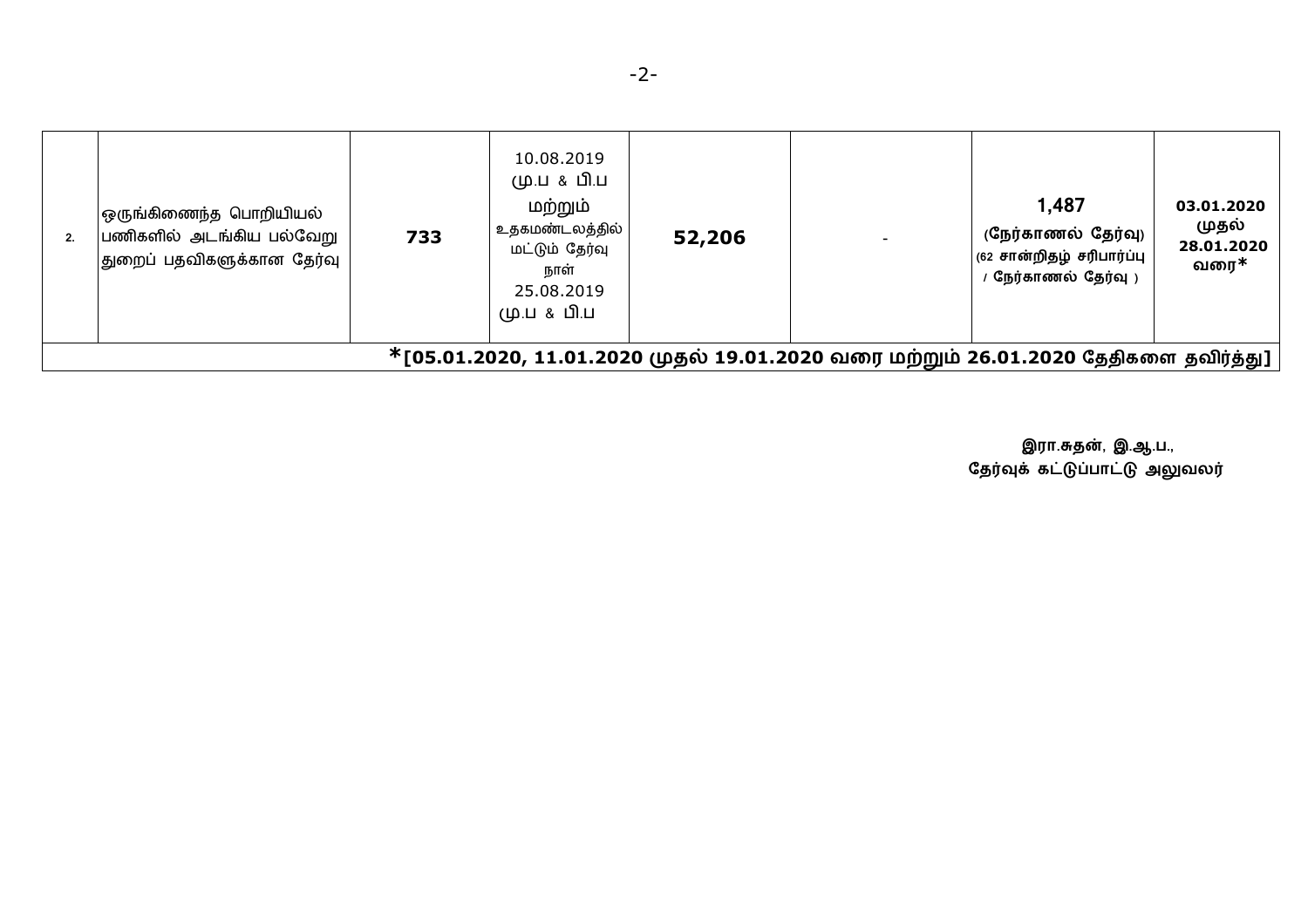| | | | | | | | |
|---|---|---|---|---|---|---|---|
| 2. | ஒருங்கிணைந்த பொறியியல் பணிகளில் அடங்கிய பல்வேறு துறைப் பதவிகளுக்கான தேர்வு | **733** | 10.08.2019 மு.ப & பி.ப மற்றும் உதகமண்டலத்தில் மட்டும் தேர்வு நாள் 25.08.2019 மு.ப & பி.ப | **52,206** | - | **1,487** **(நேர்காணல் தேர்வு)** **(62 சான்றிதழ் சரிபார்ப்பு / நேர்காணல் தேர்வு )** | **03.01.2020 முதல் 28.01.2020 வரை*** |
| **\*[05.01.2020, 11.01.2020 முதல் 19.01.2020 வரை மற்றும் 26.01.2020 தேதிகளை தவிர்த்து]** | | | | | | | |

**இரா.சுதன், இ.ஆ.ப.,**
**தேர்வுக் கட்டுப்பாட்டு அலுவலர்**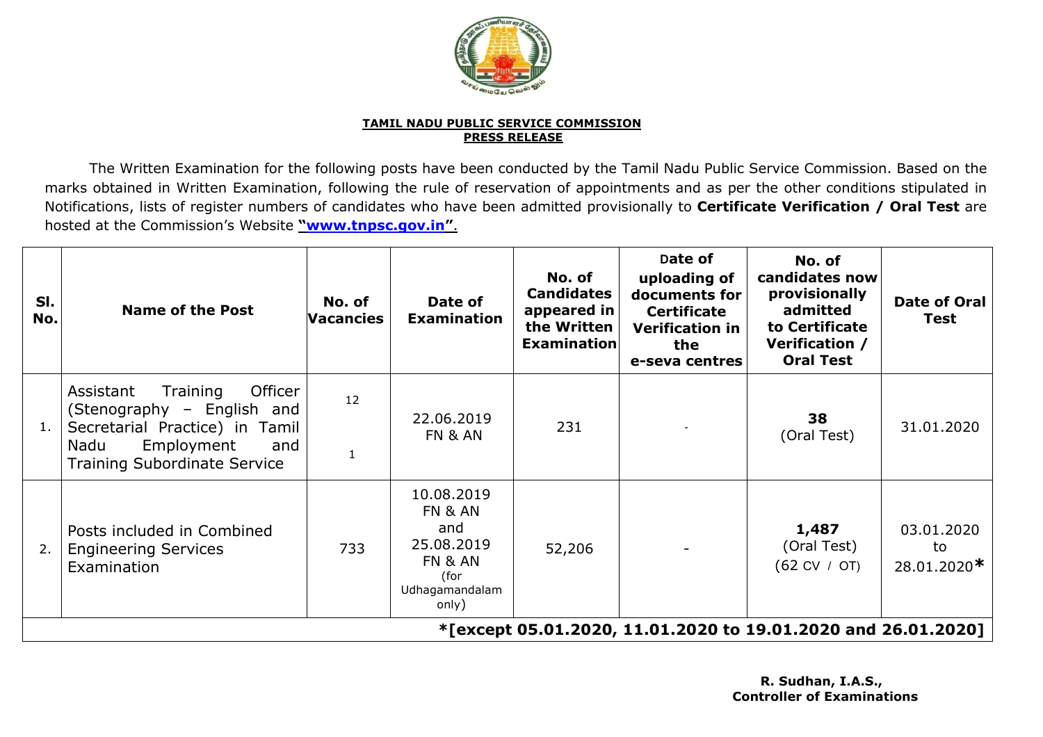**TAMIL NADU PUBLIC SERVICE COMMISSION**
**PRESS RELEASE**

The Written Examination for the following posts have been conducted by the Tamil Nadu Public Service Commission. Based on the marks obtained in Written Examination, following the rule of reservation of appointments and as per the other conditions stipulated in Notifications, lists of register numbers of candidates who have been admitted provisionally to **Certificate Verification / Oral Test** are hosted at the Commission's Website **"www.tnpsc.gov.in"**.

| Sl. No. | Name of the Post | No. of Vacancies | Date of Examination | No. of Candidates appeared in the Written Examination | Date of uploading of documents for Certificate Verification in the e-seva centres | No. of candidates now provisionally admitted to Certificate Verification / Oral Test | Date of Oral Test |
|---|---|---|---|---|---|---|---|
| 1. | Assistant Training Officer (Stenography – English and Secretarial Practice) in Tamil Nadu Employment and Training Subordinate Service | 12<br>1 | 22.06.2019 FN & AN | 231 | - | **38** (Oral Test) | 31.01.2020 |
| 2. | Posts included in Combined Engineering Services Examination | 733 | 10.08.2019 FN & AN and 25.08.2019 FN & AN (for Udhagamandalam only) | 52,206 | - | **1,487** (Oral Test) (62 CV / OT) | 03.01.2020 to 28.01.2020* |
| **\*[except 05.01.2020, 11.01.2020 to 19.01.2020 and 26.01.2020]** | | | | | | | |

**R. Sudhan, I.A.S.,**
**Controller of Examinations**